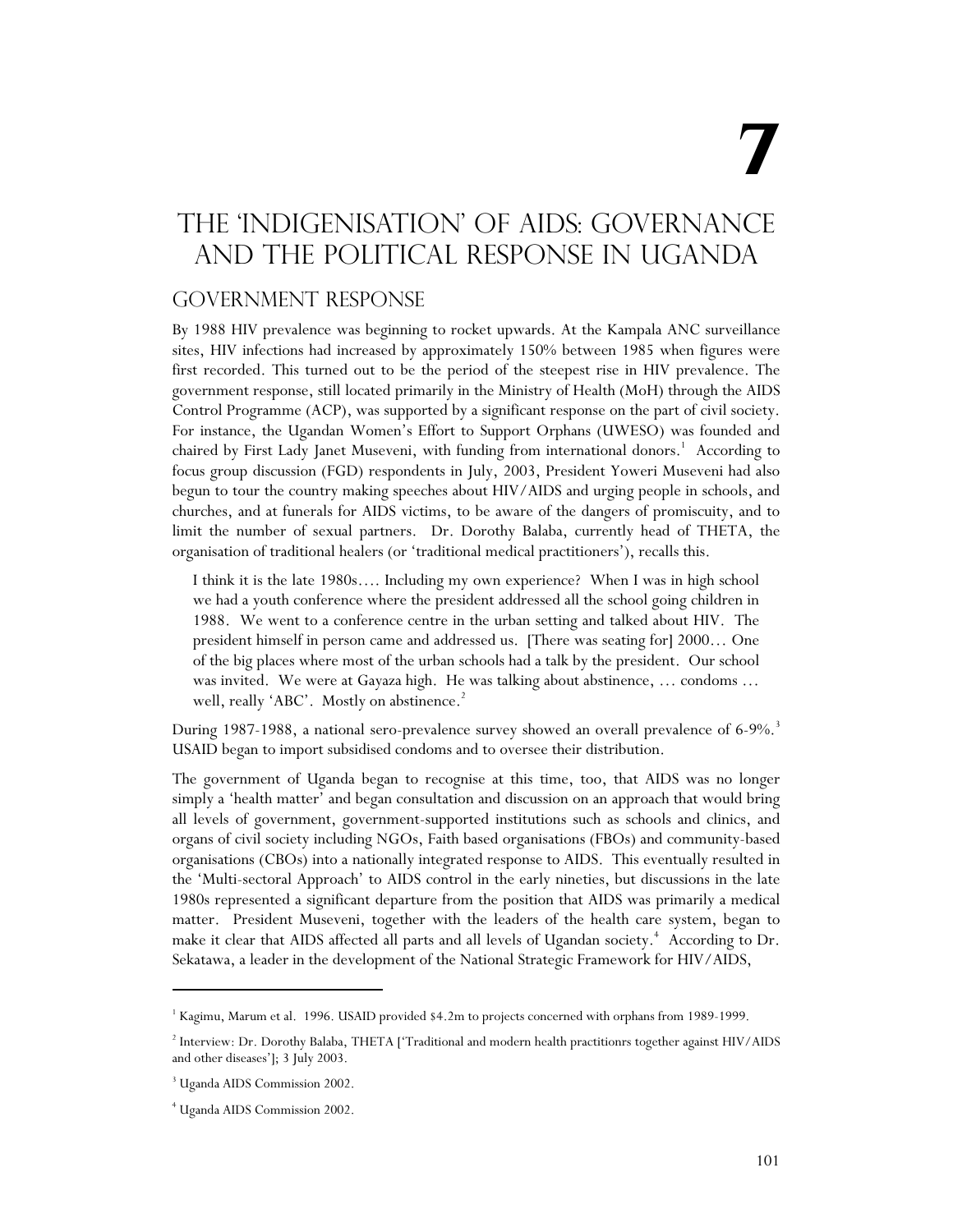# 7

# The 'Indigenisation' of AIDS: Governance and the Political Response in Uganda

## Government Response

By 1988 HIV prevalence was beginning to rocket upwards. At the Kampala ANC surveillance sites, HIV infections had increased by approximately 150% between 1985 when figures were first recorded. This turned out to be the period of the steepest rise in HIV prevalence. The government response, still located primarily in the Ministry of Health (MoH) through the AIDS Control Programme (ACP), was supported by a significant response on the part of civil society. For instance, the Ugandan Women's Effort to Support Orphans (UWESO) was founded and chaired by First Lady Janet Museveni, with funding from international donors.[1] According to focus group discussion (FGD) respondents in July, 2003, President Yoweri Museveni had also begun to tour the country making speeches about HIV/AIDS and urging people in schools, and churches, and at funerals for AIDS victims, to be aware of the dangers of promiscuity, and to limit the number of sexual partners. Dr. Dorothy Balaba, currently head of THETA, the organisation of traditional healers (or 'traditional medical practitioners'), recalls this.

> I think it is the late 1980s…. Including my own experience? When I was in high school we had a youth conference where the president addressed all the school going children in 1988. We went to a conference centre in the urban setting and talked about HIV. The president himself in person came and addressed us. [There was seating for] 2000… One of the big places where most of the urban schools had a talk by the president. Our school was invited. We were at Gayaza high. He was talking about abstinence, … condoms … well, really 'ABC'. Mostly on abstinence.[2]

During 1987-1988, a national sero-prevalence survey showed an overall prevalence of 6-9%.[3] USAID began to import subsidised condoms and to oversee their distribution.

The government of Uganda began to recognise at this time, too, that AIDS was no longer simply a 'health matter' and began consultation and discussion on an approach that would bring all levels of government, government-supported institutions such as schools and clinics, and organs of civil society including NGOs, Faith based organisations (FBOs) and community-based organisations (CBOs) into a nationally integrated response to AIDS. This eventually resulted in the 'Multi-sectoral Approach' to AIDS control in the early nineties, but discussions in the late 1980s represented a significant departure from the position that AIDS was primarily a medical matter. President Museveni, together with the leaders of the health care system, began to make it clear that AIDS affected all parts and all levels of Ugandan society.[4] According to Dr. Sekatawa, a leader in the development of the National Strategic Framework for HIV/AIDS,

---

[1] Kagimu, Marum et al. 1996. USAID provided $4.2m to projects concerned with orphans from 1989-1999.

[2] Interview: Dr. Dorothy Balaba, THETA ['Traditional and modern health practitionrs together against HIV/AIDS and other diseases']; 3 July 2003.

[3] Uganda AIDS Commission 2002.

[4] Uganda AIDS Commission 2002.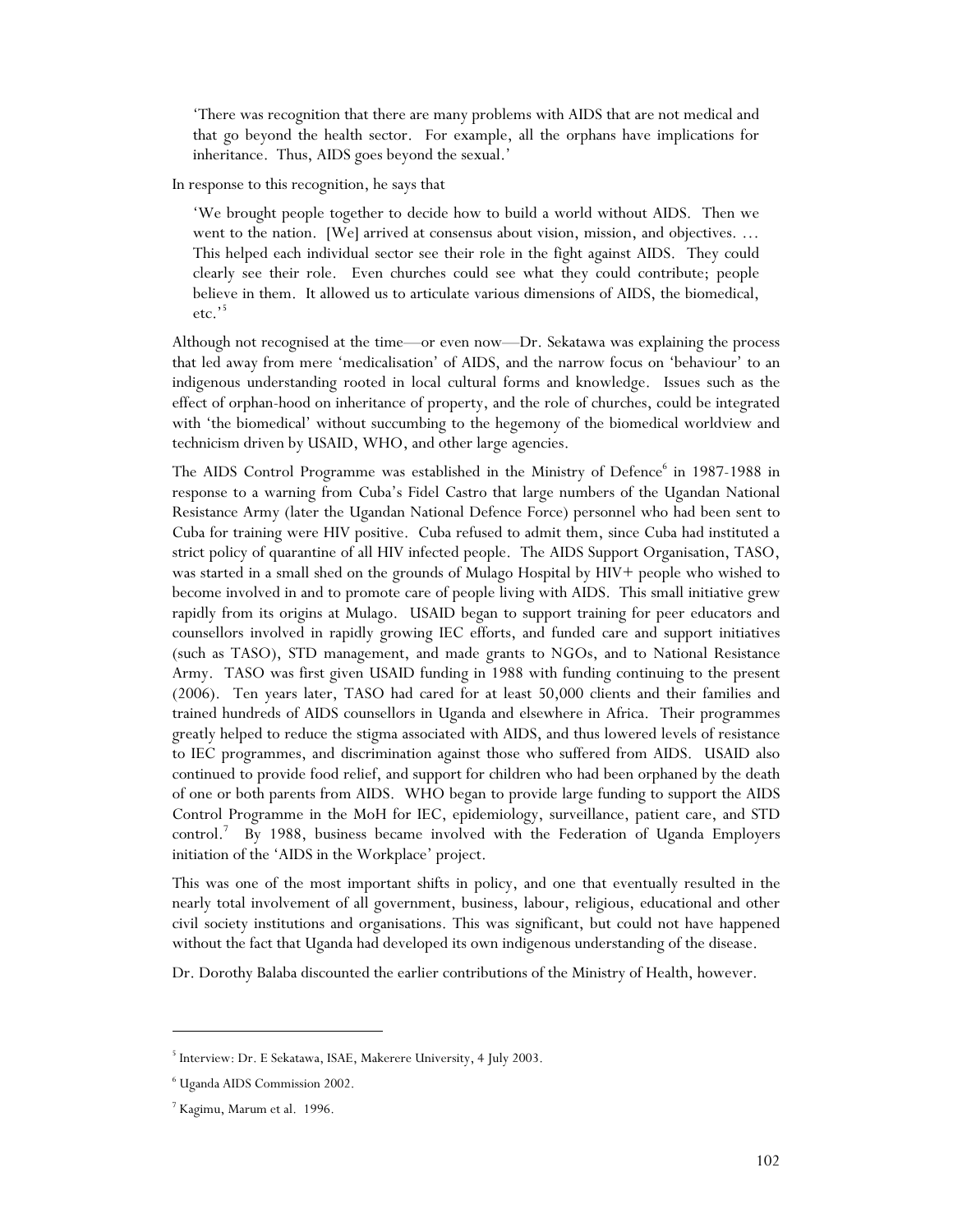> 'There was recognition that there are many problems with AIDS that are not medical and that go beyond the health sector. For example, all the orphans have implications for inheritance. Thus, AIDS goes beyond the sexual.'

In response to this recognition, he says that

> 'We brought people together to decide how to build a world without AIDS. Then we went to the nation. [We] arrived at consensus about vision, mission, and objectives. … This helped each individual sector see their role in the fight against AIDS. They could clearly see their role. Even churches could see what they could contribute; people believe in them. It allowed us to articulate various dimensions of AIDS, the biomedical, etc.'[5]

Although not recognised at the time—or even now—Dr. Sekatawa was explaining the process that led away from mere 'medicalisation' of AIDS, and the narrow focus on 'behaviour' to an indigenous understanding rooted in local cultural forms and knowledge. Issues such as the effect of orphan-hood on inheritance of property, and the role of churches, could be integrated with 'the biomedical' without succumbing to the hegemony of the biomedical worldview and technicism driven by USAID, WHO, and other large agencies.

The AIDS Control Programme was established in the Ministry of Defence[6] in 1987-1988 in response to a warning from Cuba's Fidel Castro that large numbers of the Ugandan National Resistance Army (later the Ugandan National Defence Force) personnel who had been sent to Cuba for training were HIV positive. Cuba refused to admit them, since Cuba had instituted a strict policy of quarantine of all HIV infected people. The AIDS Support Organisation, TASO, was started in a small shed on the grounds of Mulago Hospital by HIV+ people who wished to become involved in and to promote care of people living with AIDS. This small initiative grew rapidly from its origins at Mulago. USAID began to support training for peer educators and counsellors involved in rapidly growing IEC efforts, and funded care and support initiatives (such as TASO), STD management, and made grants to NGOs, and to National Resistance Army. TASO was first given USAID funding in 1988 with funding continuing to the present (2006). Ten years later, TASO had cared for at least 50,000 clients and their families and trained hundreds of AIDS counsellors in Uganda and elsewhere in Africa. Their programmes greatly helped to reduce the stigma associated with AIDS, and thus lowered levels of resistance to IEC programmes, and discrimination against those who suffered from AIDS. USAID also continued to provide food relief, and support for children who had been orphaned by the death of one or both parents from AIDS. WHO began to provide large funding to support the AIDS Control Programme in the MoH for IEC, epidemiology, surveillance, patient care, and STD control.[7] By 1988, business became involved with the Federation of Uganda Employers initiation of the 'AIDS in the Workplace' project.

This was one of the most important shifts in policy, and one that eventually resulted in the nearly total involvement of all government, business, labour, religious, educational and other civil society institutions and organisations. This was significant, but could not have happened without the fact that Uganda had developed its own indigenous understanding of the disease.

Dr. Dorothy Balaba discounted the earlier contributions of the Ministry of Health, however.

---

[5] Interview: Dr. E Sekatawa, ISAE, Makerere University, 4 July 2003.

[6] Uganda AIDS Commission 2002.

[7] Kagimu, Marum et al. 1996.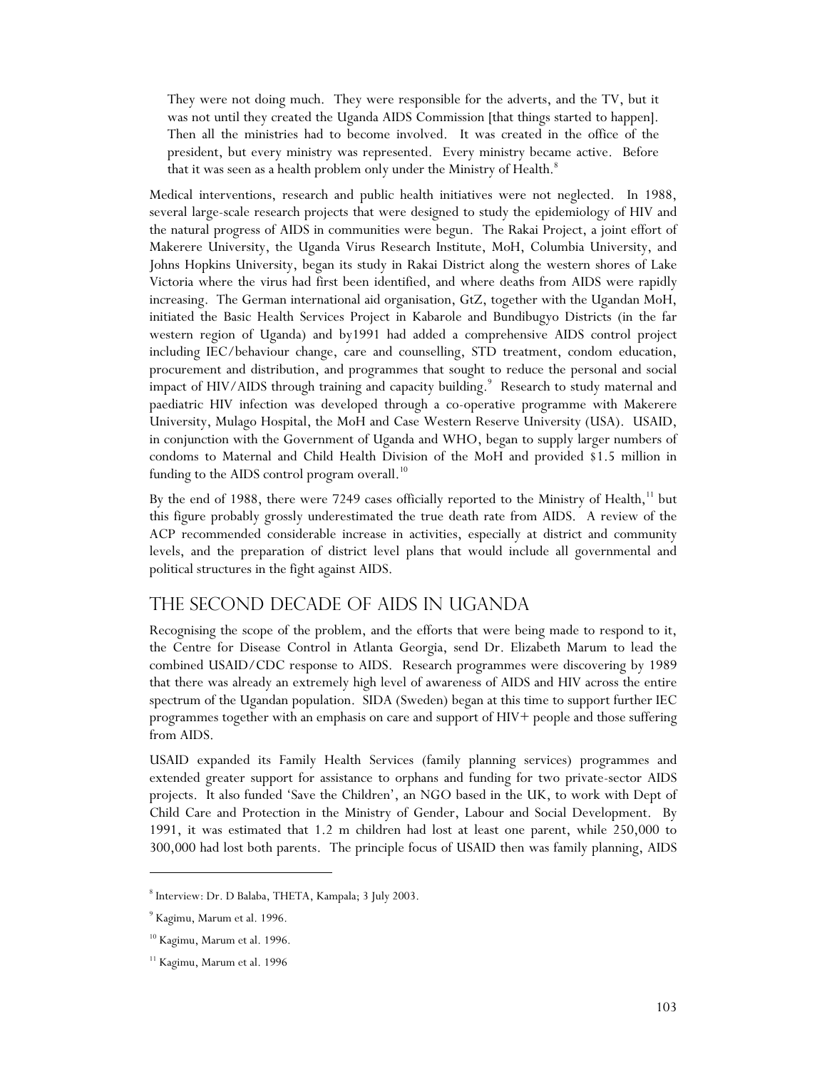> They were not doing much. They were responsible for the adverts, and the TV, but it was not until they created the Uganda AIDS Commission [that things started to happen]. Then all the ministries had to become involved. It was created in the office of the president, but every ministry was represented. Every ministry became active. Before that it was seen as a health problem only under the Ministry of Health.[8]

Medical interventions, research and public health initiatives were not neglected. In 1988, several large-scale research projects that were designed to study the epidemiology of HIV and the natural progress of AIDS in communities were begun. The Rakai Project, a joint effort of Makerere University, the Uganda Virus Research Institute, MoH, Columbia University, and Johns Hopkins University, began its study in Rakai District along the western shores of Lake Victoria where the virus had first been identified, and where deaths from AIDS were rapidly increasing. The German international aid organisation, GtZ, together with the Ugandan MoH, initiated the Basic Health Services Project in Kabarole and Bundibugyo Districts (in the far western region of Uganda) and by1991 had added a comprehensive AIDS control project including IEC/behaviour change, care and counselling, STD treatment, condom education, procurement and distribution, and programmes that sought to reduce the personal and social impact of HIV/AIDS through training and capacity building.[9] Research to study maternal and paediatric HIV infection was developed through a co-operative programme with Makerere University, Mulago Hospital, the MoH and Case Western Reserve University (USA). USAID, in conjunction with the Government of Uganda and WHO, began to supply larger numbers of condoms to Maternal and Child Health Division of the MoH and provided $1.5 million in funding to the AIDS control program overall.[10]

By the end of 1988, there were 7249 cases officially reported to the Ministry of Health,[11] but this figure probably grossly underestimated the true death rate from AIDS. A review of the ACP recommended considerable increase in activities, especially at district and community levels, and the preparation of district level plans that would include all governmental and political structures in the fight against AIDS.

## THE SECOND DECADE OF AIDS IN UGANDA

Recognising the scope of the problem, and the efforts that were being made to respond to it, the Centre for Disease Control in Atlanta Georgia, send Dr. Elizabeth Marum to lead the combined USAID/CDC response to AIDS. Research programmes were discovering by 1989 that there was already an extremely high level of awareness of AIDS and HIV across the entire spectrum of the Ugandan population. SIDA (Sweden) began at this time to support further IEC programmes together with an emphasis on care and support of HIV+ people and those suffering from AIDS.

USAID expanded its Family Health Services (family planning services) programmes and extended greater support for assistance to orphans and funding for two private-sector AIDS projects. It also funded 'Save the Children', an NGO based in the UK, to work with Dept of Child Care and Protection in the Ministry of Gender, Labour and Social Development. By 1991, it was estimated that 1.2 m children had lost at least one parent, while 250,000 to 300,000 had lost both parents. The principle focus of USAID then was family planning, AIDS

---

[8] Interview: Dr. D Balaba, THETA, Kampala; 3 July 2003.

[9] Kagimu, Marum et al. 1996.

[10] Kagimu, Marum et al. 1996.

[11] Kagimu, Marum et al. 1996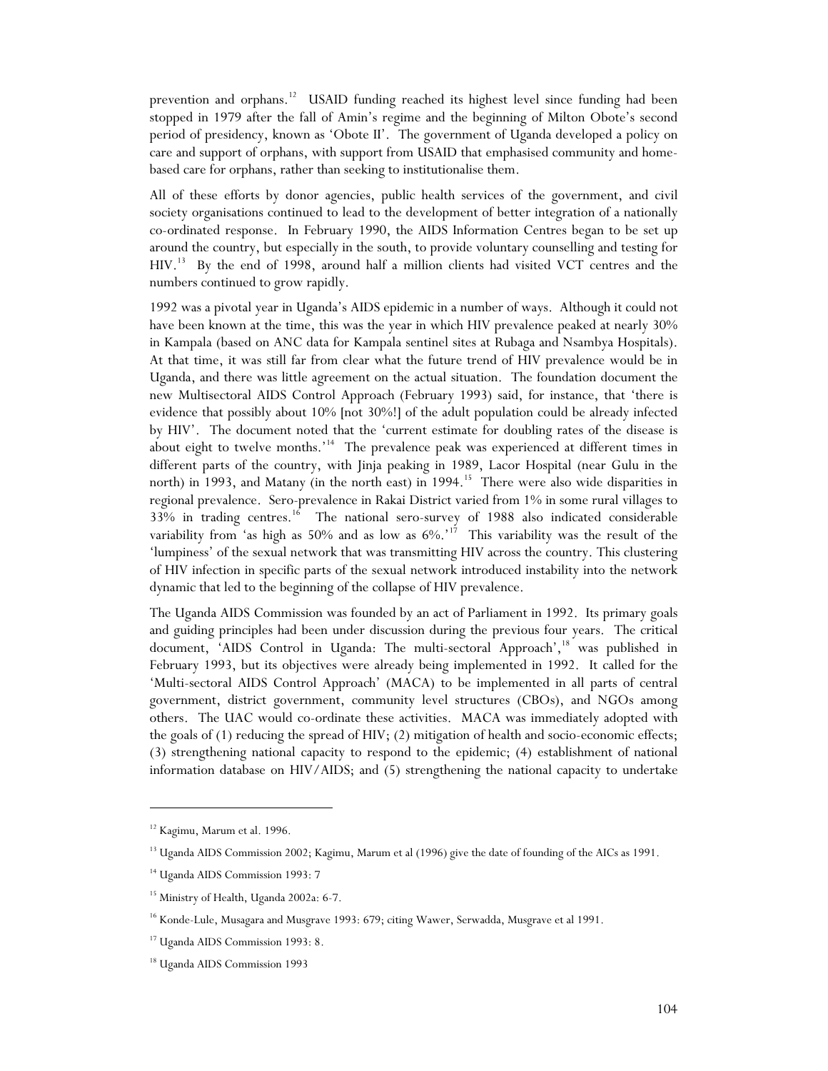prevention and orphans.[12] USAID funding reached its highest level since funding had been stopped in 1979 after the fall of Amin's regime and the beginning of Milton Obote's second period of presidency, known as 'Obote II'. The government of Uganda developed a policy on care and support of orphans, with support from USAID that emphasised community and home-based care for orphans, rather than seeking to institutionalise them.

All of these efforts by donor agencies, public health services of the government, and civil society organisations continued to lead to the development of better integration of a nationally co-ordinated response. In February 1990, the AIDS Information Centres began to be set up around the country, but especially in the south, to provide voluntary counselling and testing for HIV.[13] By the end of 1998, around half a million clients had visited VCT centres and the numbers continued to grow rapidly.

1992 was a pivotal year in Uganda's AIDS epidemic in a number of ways. Although it could not have been known at the time, this was the year in which HIV prevalence peaked at nearly 30% in Kampala (based on ANC data for Kampala sentinel sites at Rubaga and Nsambya Hospitals). At that time, it was still far from clear what the future trend of HIV prevalence would be in Uganda, and there was little agreement on the actual situation. The foundation document the new Multisectoral AIDS Control Approach (February 1993) said, for instance, that 'there is evidence that possibly about 10% [not 30%!] of the adult population could be already infected by HIV'. The document noted that the 'current estimate for doubling rates of the disease is about eight to twelve months.'[14] The prevalence peak was experienced at different times in different parts of the country, with Jinja peaking in 1989, Lacor Hospital (near Gulu in the north) in 1993, and Matany (in the north east) in 1994.[15] There were also wide disparities in regional prevalence. Sero-prevalence in Rakai District varied from 1% in some rural villages to 33% in trading centres.[16] The national sero-survey of 1988 also indicated considerable variability from 'as high as 50% and as low as 6%.'[17] This variability was the result of the 'lumpiness' of the sexual network that was transmitting HIV across the country. This clustering of HIV infection in specific parts of the sexual network introduced instability into the network dynamic that led to the beginning of the collapse of HIV prevalence.

The Uganda AIDS Commission was founded by an act of Parliament in 1992. Its primary goals and guiding principles had been under discussion during the previous four years. The critical document, 'AIDS Control in Uganda: The multi-sectoral Approach',[18] was published in February 1993, but its objectives were already being implemented in 1992. It called for the 'Multi-sectoral AIDS Control Approach' (MACA) to be implemented in all parts of central government, district government, community level structures (CBOs), and NGOs among others. The UAC would co-ordinate these activities. MACA was immediately adopted with the goals of (1) reducing the spread of HIV; (2) mitigation of health and socio-economic effects; (3) strengthening national capacity to respond to the epidemic; (4) establishment of national information database on HIV/AIDS; and (5) strengthening the national capacity to undertake

---

[12] Kagimu, Marum et al. 1996.

[13] Uganda AIDS Commission 2002; Kagimu, Marum et al (1996) give the date of founding of the AICs as 1991.

[14] Uganda AIDS Commission 1993: 7

[15] Ministry of Health, Uganda 2002a: 6-7.

[16] Konde-Lule, Musagara and Musgrave 1993: 679; citing Wawer, Serwadda, Musgrave et al 1991.

[17] Uganda AIDS Commission 1993: 8.

[18] Uganda AIDS Commission 1993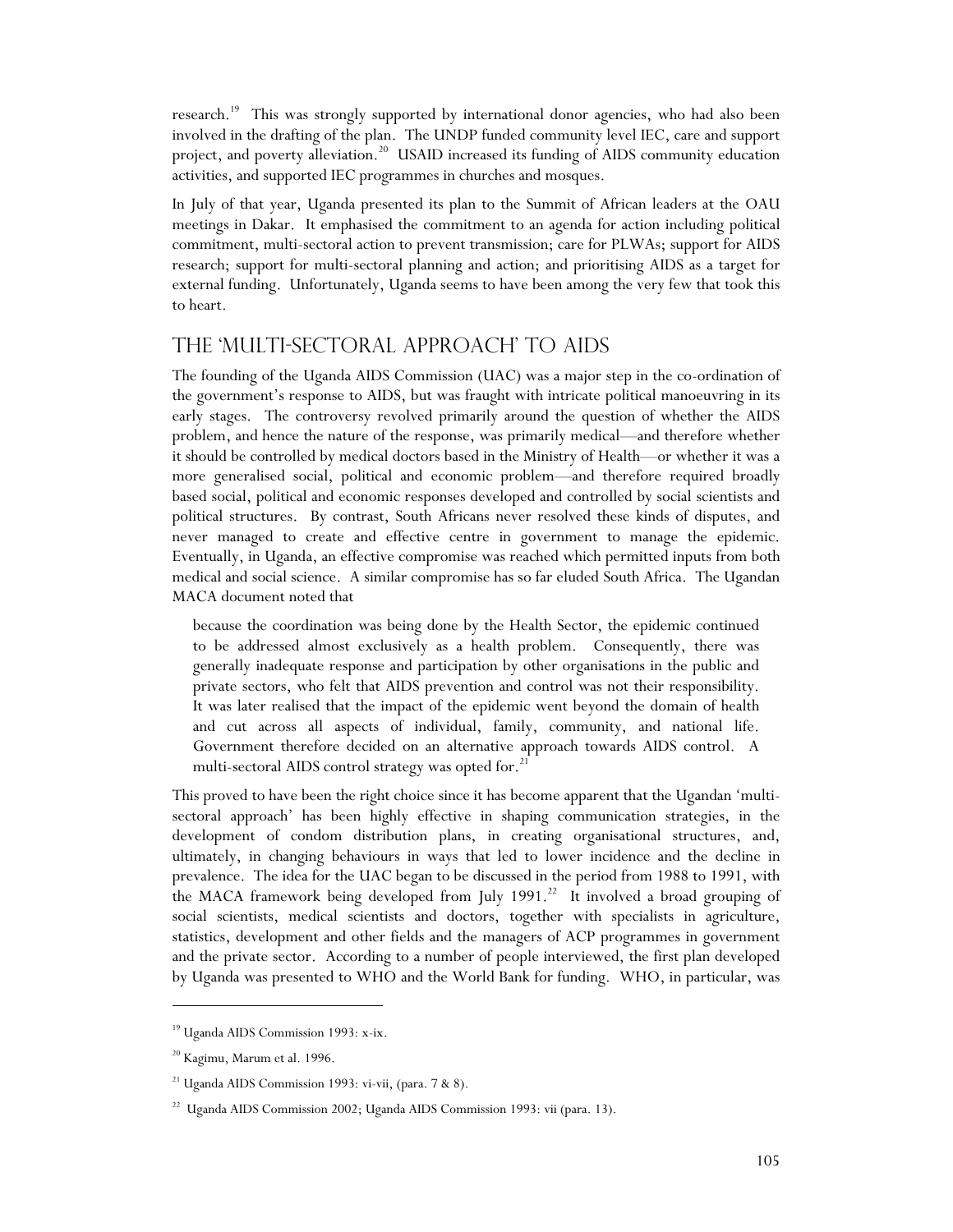research.[19] This was strongly supported by international donor agencies, who had also been involved in the drafting of the plan. The UNDP funded community level IEC, care and support project, and poverty alleviation.[20] USAID increased its funding of AIDS community education activities, and supported IEC programmes in churches and mosques.

In July of that year, Uganda presented its plan to the Summit of African leaders at the OAU meetings in Dakar. It emphasised the commitment to an agenda for action including political commitment, multi-sectoral action to prevent transmission; care for PLWAs; support for AIDS research; support for multi-sectoral planning and action; and prioritising AIDS as a target for external funding. Unfortunately, Uganda seems to have been among the very few that took this to heart.

## The 'Multi-Sectoral Approach' to AIDS

The founding of the Uganda AIDS Commission (UAC) was a major step in the co-ordination of the government's response to AIDS, but was fraught with intricate political manoeuvring in its early stages. The controversy revolved primarily around the question of whether the AIDS problem, and hence the nature of the response, was primarily medical—and therefore whether it should be controlled by medical doctors based in the Ministry of Health—or whether it was a more generalised social, political and economic problem—and therefore required broadly based social, political and economic responses developed and controlled by social scientists and political structures. By contrast, South Africans never resolved these kinds of disputes, and never managed to create and effective centre in government to manage the epidemic. Eventually, in Uganda, an effective compromise was reached which permitted inputs from both medical and social science. A similar compromise has so far eluded South Africa. The Ugandan MACA document noted that

> because the coordination was being done by the Health Sector, the epidemic continued to be addressed almost exclusively as a health problem. Consequently, there was generally inadequate response and participation by other organisations in the public and private sectors, who felt that AIDS prevention and control was not their responsibility. It was later realised that the impact of the epidemic went beyond the domain of health and cut across all aspects of individual, family, community, and national life. Government therefore decided on an alternative approach towards AIDS control. A multi-sectoral AIDS control strategy was opted for.[21]

This proved to have been the right choice since it has become apparent that the Ugandan 'multi-sectoral approach' has been highly effective in shaping communication strategies, in the development of condom distribution plans, in creating organisational structures, and, ultimately, in changing behaviours in ways that led to lower incidence and the decline in prevalence. The idea for the UAC began to be discussed in the period from 1988 to 1991, with the MACA framework being developed from July 1991.[22] It involved a broad grouping of social scientists, medical scientists and doctors, together with specialists in agriculture, statistics, development and other fields and the managers of ACP programmes in government and the private sector. According to a number of people interviewed, the first plan developed by Uganda was presented to WHO and the World Bank for funding. WHO, in particular, was

---

[19] Uganda AIDS Commission 1993: x-ix.

[20] Kagimu, Marum et al. 1996.

[21] Uganda AIDS Commission 1993: vi-vii, (para. 7 & 8).

[22] Uganda AIDS Commission 2002; Uganda AIDS Commission 1993: vii (para. 13).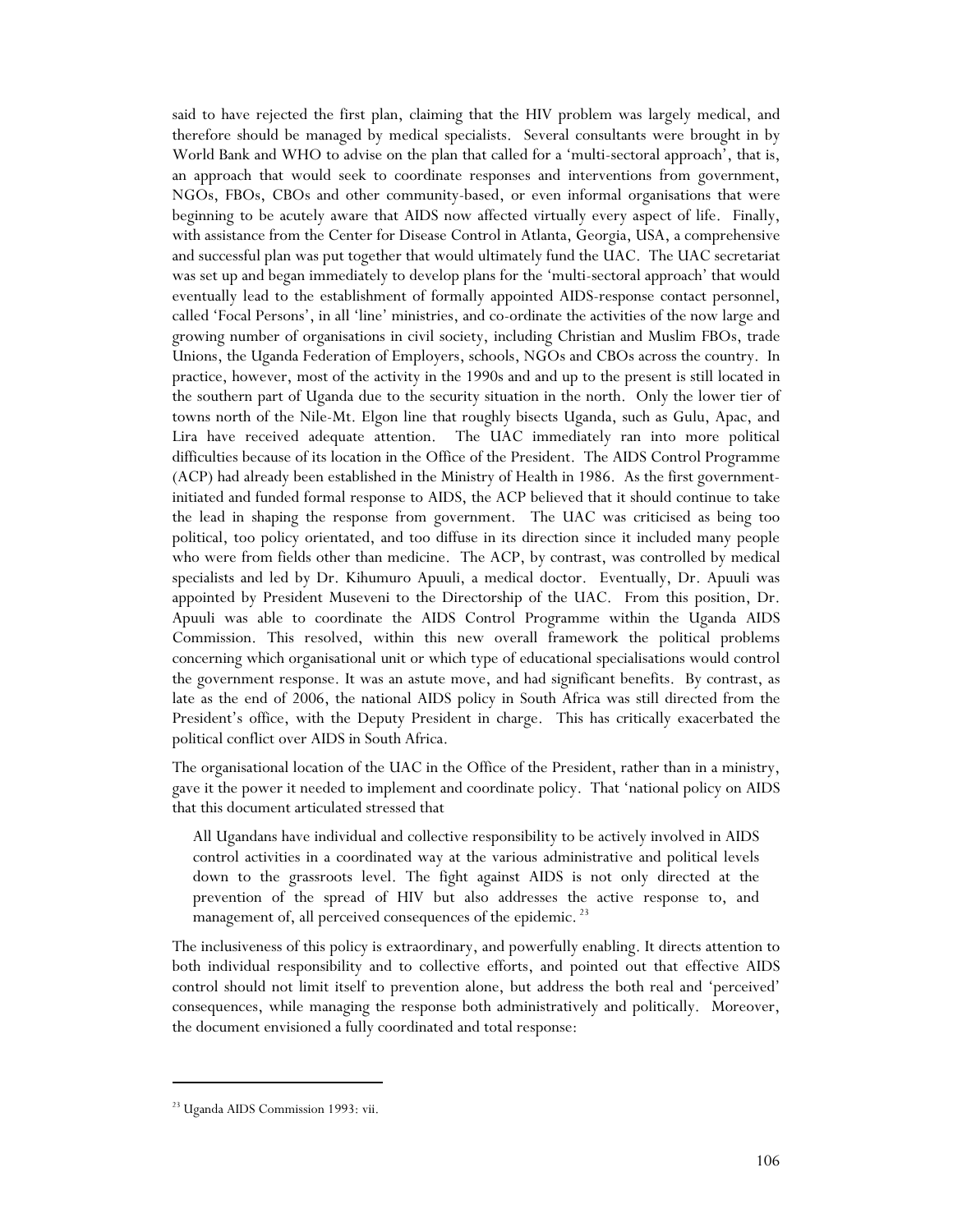said to have rejected the first plan, claiming that the HIV problem was largely medical, and therefore should be managed by medical specialists. Several consultants were brought in by World Bank and WHO to advise on the plan that called for a 'multi-sectoral approach', that is, an approach that would seek to coordinate responses and interventions from government, NGOs, FBOs, CBOs and other community-based, or even informal organisations that were beginning to be acutely aware that AIDS now affected virtually every aspect of life. Finally, with assistance from the Center for Disease Control in Atlanta, Georgia, USA, a comprehensive and successful plan was put together that would ultimately fund the UAC. The UAC secretariat was set up and began immediately to develop plans for the 'multi-sectoral approach' that would eventually lead to the establishment of formally appointed AIDS-response contact personnel, called 'Focal Persons', in all 'line' ministries, and co-ordinate the activities of the now large and growing number of organisations in civil society, including Christian and Muslim FBOs, trade Unions, the Uganda Federation of Employers, schools, NGOs and CBOs across the country. In practice, however, most of the activity in the 1990s and and up to the present is still located in the southern part of Uganda due to the security situation in the north. Only the lower tier of towns north of the Nile-Mt. Elgon line that roughly bisects Uganda, such as Gulu, Apac, and Lira have received adequate attention. The UAC immediately ran into more political difficulties because of its location in the Office of the President. The AIDS Control Programme (ACP) had already been established in the Ministry of Health in 1986. As the first government-initiated and funded formal response to AIDS, the ACP believed that it should continue to take the lead in shaping the response from government. The UAC was criticised as being too political, too policy orientated, and too diffuse in its direction since it included many people who were from fields other than medicine. The ACP, by contrast, was controlled by medical specialists and led by Dr. Kihumuro Apuuli, a medical doctor. Eventually, Dr. Apuuli was appointed by President Museveni to the Directorship of the UAC. From this position, Dr. Apuuli was able to coordinate the AIDS Control Programme within the Uganda AIDS Commission. This resolved, within this new overall framework the political problems concerning which organisational unit or which type of educational specialisations would control the government response. It was an astute move, and had significant benefits. By contrast, as late as the end of 2006, the national AIDS policy in South Africa was still directed from the President's office, with the Deputy President in charge. This has critically exacerbated the political conflict over AIDS in South Africa.

The organisational location of the UAC in the Office of the President, rather than in a ministry, gave it the power it needed to implement and coordinate policy. That 'national policy on AIDS that this document articulated stressed that

> All Ugandans have individual and collective responsibility to be actively involved in AIDS control activities in a coordinated way at the various administrative and political levels down to the grassroots level. The fight against AIDS is not only directed at the prevention of the spread of HIV but also addresses the active response to, and management of, all perceived consequences of the epidemic. [23]

The inclusiveness of this policy is extraordinary, and powerfully enabling. It directs attention to both individual responsibility and to collective efforts, and pointed out that effective AIDS control should not limit itself to prevention alone, but address the both real and 'perceived' consequences, while managing the response both administratively and politically. Moreover, the document envisioned a fully coordinated and total response:

[23] Uganda AIDS Commission 1993: vii.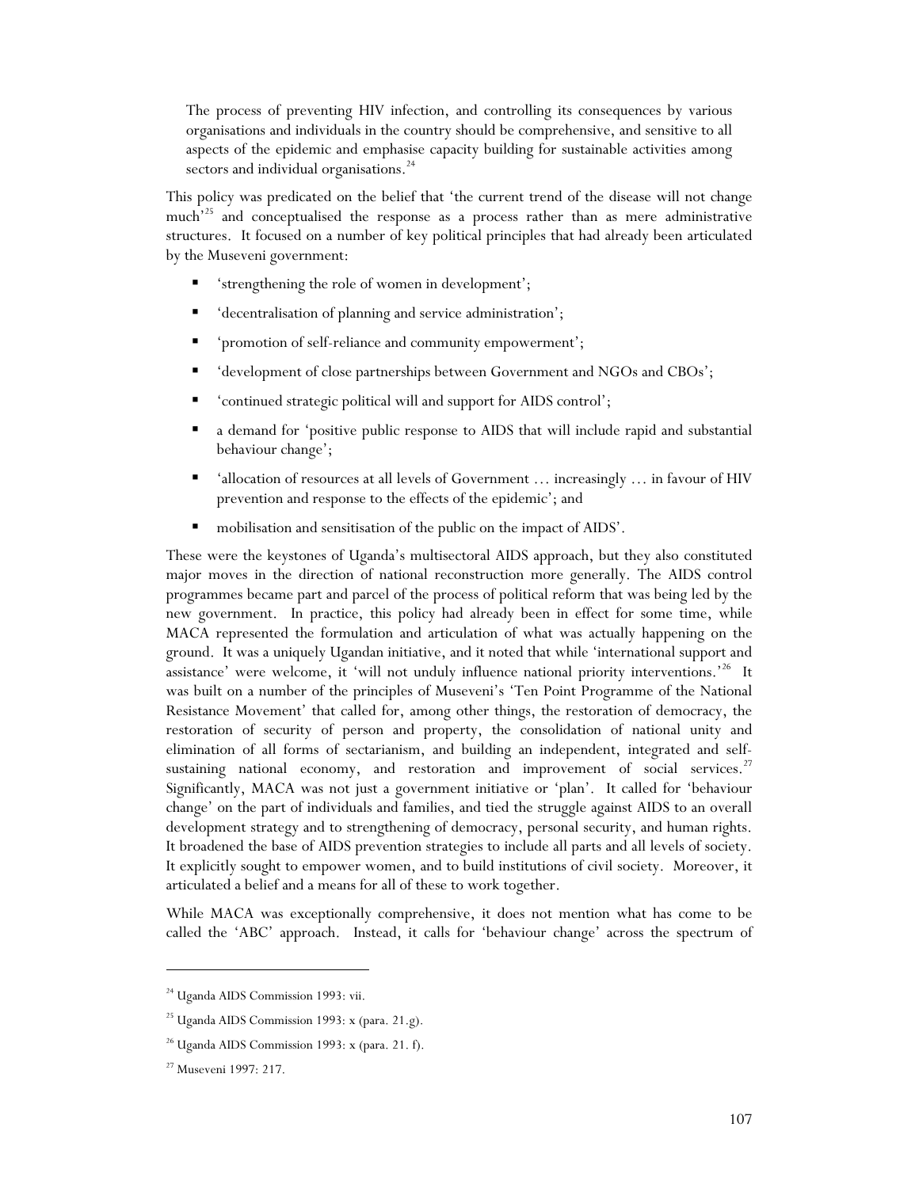> The process of preventing HIV infection, and controlling its consequences by various organisations and individuals in the country should be comprehensive, and sensitive to all aspects of the epidemic and emphasise capacity building for sustainable activities among sectors and individual organisations.[24]

This policy was predicated on the belief that 'the current trend of the disease will not change much'[25] and conceptualised the response as a process rather than as mere administrative structures. It focused on a number of key political principles that had already been articulated by the Museveni government:

- 'strengthening the role of women in development';
- 'decentralisation of planning and service administration';
- 'promotion of self-reliance and community empowerment';
- 'development of close partnerships between Government and NGOs and CBOs';
- 'continued strategic political will and support for AIDS control';
- a demand for 'positive public response to AIDS that will include rapid and substantial behaviour change';
- 'allocation of resources at all levels of Government … increasingly … in favour of HIV prevention and response to the effects of the epidemic'; and
- mobilisation and sensitisation of the public on the impact of AIDS'.

These were the keystones of Uganda's multisectoral AIDS approach, but they also constituted major moves in the direction of national reconstruction more generally. The AIDS control programmes became part and parcel of the process of political reform that was being led by the new government. In practice, this policy had already been in effect for some time, while MACA represented the formulation and articulation of what was actually happening on the ground. It was a uniquely Ugandan initiative, and it noted that while 'international support and assistance' were welcome, it 'will not unduly influence national priority interventions.'[26] It was built on a number of the principles of Museveni's 'Ten Point Programme of the National Resistance Movement' that called for, among other things, the restoration of democracy, the restoration of security of person and property, the consolidation of national unity and elimination of all forms of sectarianism, and building an independent, integrated and self-sustaining national economy, and restoration and improvement of social services.[27] Significantly, MACA was not just a government initiative or 'plan'. It called for 'behaviour change' on the part of individuals and families, and tied the struggle against AIDS to an overall development strategy and to strengthening of democracy, personal security, and human rights. It broadened the base of AIDS prevention strategies to include all parts and all levels of society. It explicitly sought to empower women, and to build institutions of civil society. Moreover, it articulated a belief and a means for all of these to work together.

While MACA was exceptionally comprehensive, it does not mention what has come to be called the 'ABC' approach. Instead, it calls for 'behaviour change' across the spectrum of

---

[24] Uganda AIDS Commission 1993: vii.

[25] Uganda AIDS Commission 1993: x (para. 21.g).

[26] Uganda AIDS Commission 1993: x (para. 21. f).

[27] Museveni 1997: 217.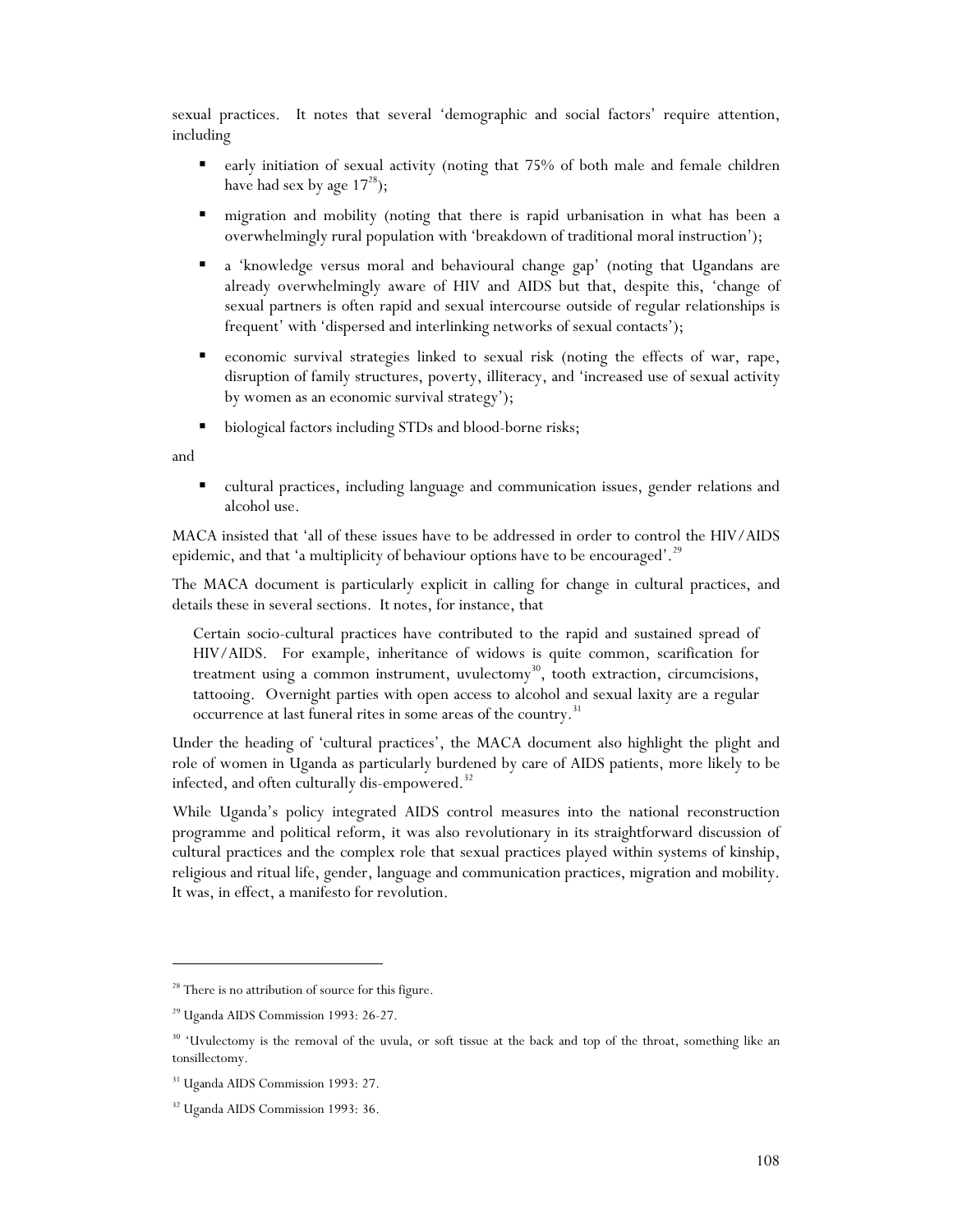sexual practices. It notes that several 'demographic and social factors' require attention, including

- early initiation of sexual activity (noting that 75% of both male and female children have had sex by age 17[28]);
- migration and mobility (noting that there is rapid urbanisation in what has been a overwhelmingly rural population with 'breakdown of traditional moral instruction');
- a 'knowledge versus moral and behavioural change gap' (noting that Ugandans are already overwhelmingly aware of HIV and AIDS but that, despite this, 'change of sexual partners is often rapid and sexual intercourse outside of regular relationships is frequent' with 'dispersed and interlinking networks of sexual contacts');
- economic survival strategies linked to sexual risk (noting the effects of war, rape, disruption of family structures, poverty, illiteracy, and 'increased use of sexual activity by women as an economic survival strategy');
- biological factors including STDs and blood-borne risks;

and

- cultural practices, including language and communication issues, gender relations and alcohol use.

MACA insisted that 'all of these issues have to be addressed in order to control the HIV/AIDS epidemic, and that 'a multiplicity of behaviour options have to be encouraged'.[29]

The MACA document is particularly explicit in calling for change in cultural practices, and details these in several sections. It notes, for instance, that

> Certain socio-cultural practices have contributed to the rapid and sustained spread of HIV/AIDS. For example, inheritance of widows is quite common, scarification for treatment using a common instrument, uvulectomy[30], tooth extraction, circumcisions, tattooing. Overnight parties with open access to alcohol and sexual laxity are a regular occurrence at last funeral rites in some areas of the country.[31]

Under the heading of 'cultural practices', the MACA document also highlight the plight and role of women in Uganda as particularly burdened by care of AIDS patients, more likely to be infected, and often culturally dis-empowered.[32]

While Uganda's policy integrated AIDS control measures into the national reconstruction programme and political reform, it was also revolutionary in its straightforward discussion of cultural practices and the complex role that sexual practices played within systems of kinship, religious and ritual life, gender, language and communication practices, migration and mobility. It was, in effect, a manifesto for revolution.

---

[28] There is no attribution of source for this figure.

[29] Uganda AIDS Commission 1993: 26-27.

[30] 'Uvulectomy is the removal of the uvula, or soft tissue at the back and top of the throat, something like an tonsillectomy.

[31] Uganda AIDS Commission 1993: 27.

[32] Uganda AIDS Commission 1993: 36.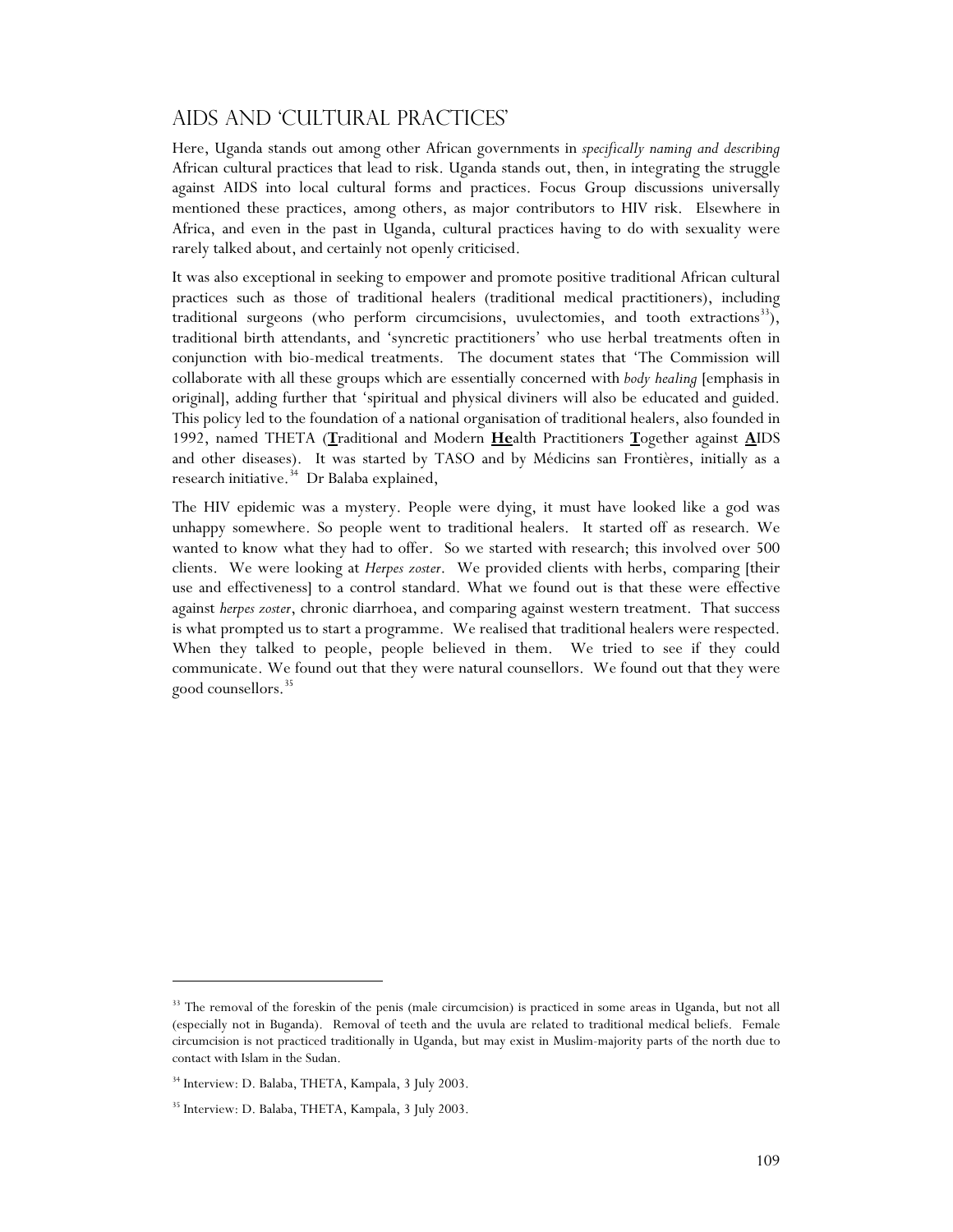## AIDS and 'Cultural Practices'

Here, Uganda stands out among other African governments in *specifically naming and describing* African cultural practices that lead to risk. Uganda stands out, then, in integrating the struggle against AIDS into local cultural forms and practices. Focus Group discussions universally mentioned these practices, among others, as major contributors to HIV risk. Elsewhere in Africa, and even in the past in Uganda, cultural practices having to do with sexuality were rarely talked about, and certainly not openly criticised.

It was also exceptional in seeking to empower and promote positive traditional African cultural practices such as those of traditional healers (traditional medical practitioners), including traditional surgeons (who perform circumcisions, uvulectomies, and tooth extractions[33]), traditional birth attendants, and 'syncretic practitioners' who use herbal treatments often in conjunction with bio-medical treatments. The document states that 'The Commission will collaborate with all these groups which are essentially concerned with *body healing* [emphasis in original], adding further that 'spiritual and physical diviners will also be educated and guided. This policy led to the foundation of a national organisation of traditional healers, also founded in 1992, named THETA (**T**raditional and Modern **He**alth Practitioners **T**ogether against **A**IDS and other diseases). It was started by TASO and by Médicins san Frontières, initially as a research initiative.[34] Dr Balaba explained,

The HIV epidemic was a mystery. People were dying, it must have looked like a god was unhappy somewhere. So people went to traditional healers. It started off as research. We wanted to know what they had to offer. So we started with research; this involved over 500 clients. We were looking at *Herpes zoster*. We provided clients with herbs, comparing [their use and effectiveness] to a control standard. What we found out is that these were effective against *herpes zoster*, chronic diarrhoea, and comparing against western treatment. That success is what prompted us to start a programme. We realised that traditional healers were respected. When they talked to people, people believed in them. We tried to see if they could communicate. We found out that they were natural counsellors. We found out that they were good counsellors.[35]

---

[33] The removal of the foreskin of the penis (male circumcision) is practiced in some areas in Uganda, but not all (especially not in Buganda). Removal of teeth and the uvula are related to traditional medical beliefs. Female circumcision is not practiced traditionally in Uganda, but may exist in Muslim-majority parts of the north due to contact with Islam in the Sudan.

[34] Interview: D. Balaba, THETA, Kampala, 3 July 2003.

[35] Interview: D. Balaba, THETA, Kampala, 3 July 2003.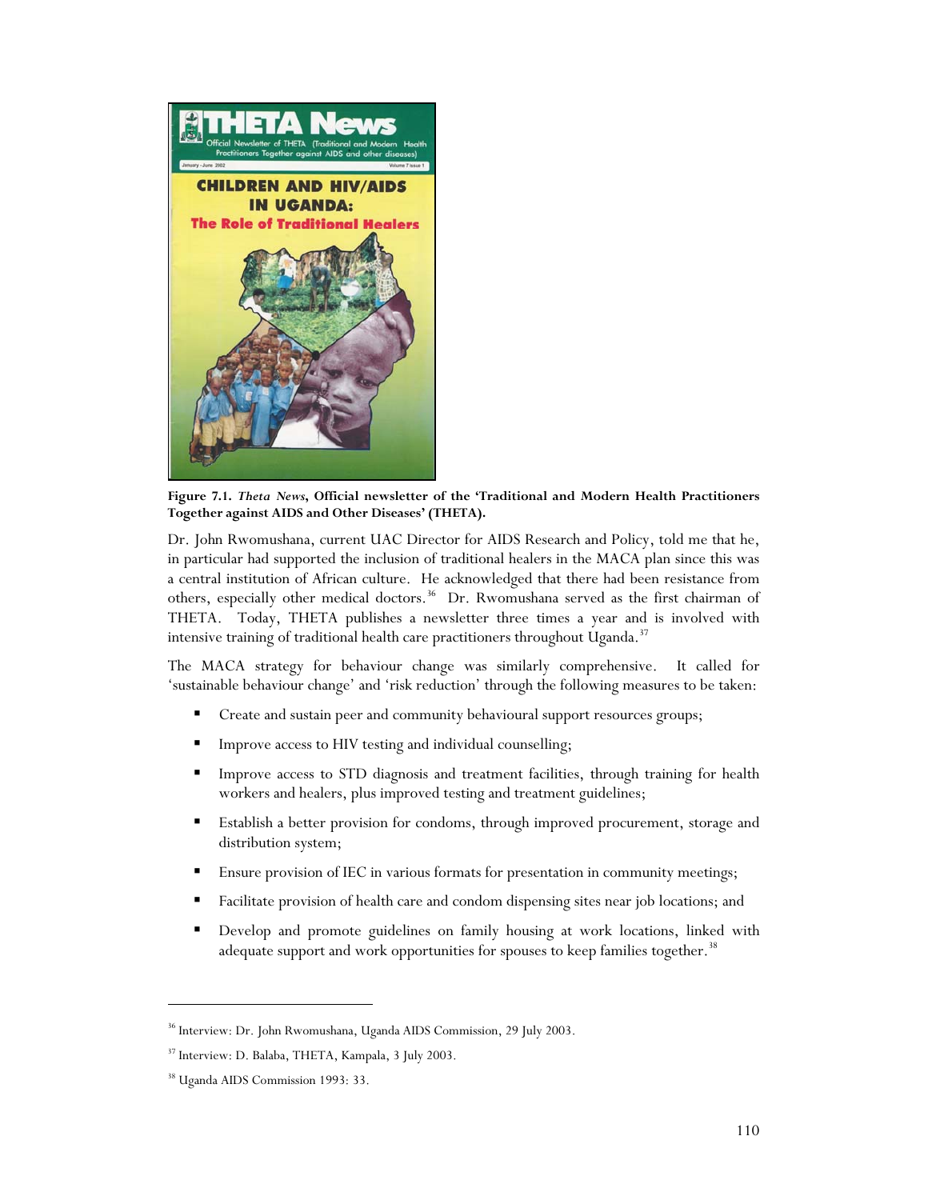**Figure 7.1.** ***Theta News*****, Official newsletter of the 'Traditional and Modern Health Practitioners Together against AIDS and Other Diseases' (THETA).**

Dr. John Rwomushana, current UAC Director for AIDS Research and Policy, told me that he, in particular had supported the inclusion of traditional healers in the MACA plan since this was a central institution of African culture. He acknowledged that there had been resistance from others, especially other medical doctors.[36] Dr. Rwomushana served as the first chairman of THETA. Today, THETA publishes a newsletter three times a year and is involved with intensive training of traditional health care practitioners throughout Uganda.[37]

The MACA strategy for behaviour change was similarly comprehensive. It called for 'sustainable behaviour change' and 'risk reduction' through the following measures to be taken:

- Create and sustain peer and community behavioural support resources groups;
- Improve access to HIV testing and individual counselling;
- Improve access to STD diagnosis and treatment facilities, through training for health workers and healers, plus improved testing and treatment guidelines;
- Establish a better provision for condoms, through improved procurement, storage and distribution system;
- Ensure provision of IEC in various formats for presentation in community meetings;
- Facilitate provision of health care and condom dispensing sites near job locations; and
- Develop and promote guidelines on family housing at work locations, linked with adequate support and work opportunities for spouses to keep families together.[38]

---

[36] Interview: Dr. John Rwomushana, Uganda AIDS Commission, 29 July 2003.

[37] Interview: D. Balaba, THETA, Kampala, 3 July 2003.

[38] Uganda AIDS Commission 1993: 33.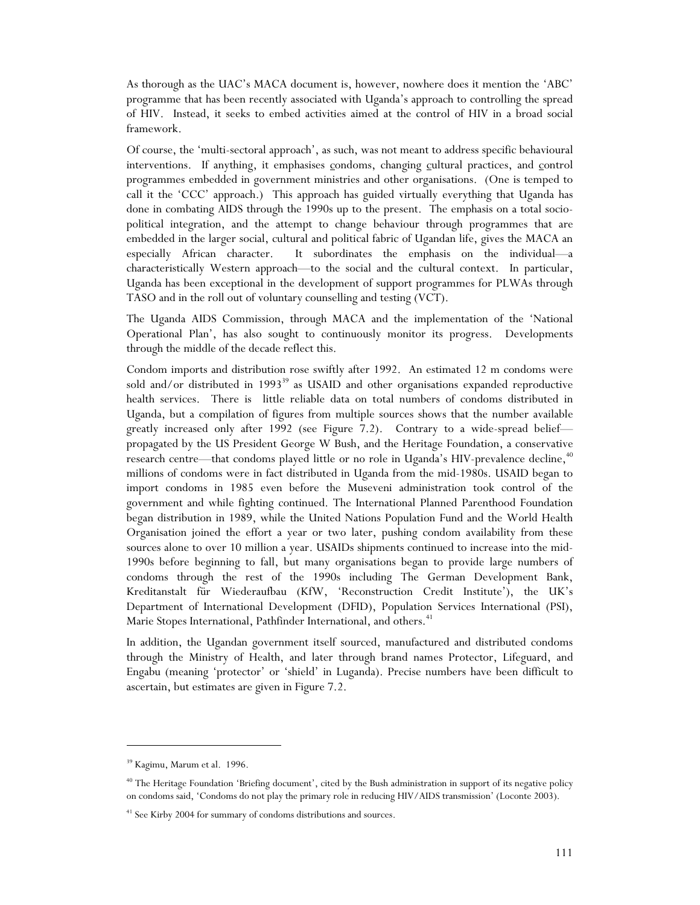As thorough as the UAC's MACA document is, however, nowhere does it mention the 'ABC' programme that has been recently associated with Uganda's approach to controlling the spread of HIV. Instead, it seeks to embed activities aimed at the control of HIV in a broad social framework.

Of course, the 'multi-sectoral approach', as such, was not meant to address specific behavioural interventions. If anything, it emphasises condoms, changing cultural practices, and control programmes embedded in government ministries and other organisations. (One is temped to call it the 'CCC' approach.) This approach has guided virtually everything that Uganda has done in combating AIDS through the 1990s up to the present. The emphasis on a total socio-political integration, and the attempt to change behaviour through programmes that are embedded in the larger social, cultural and political fabric of Ugandan life, gives the MACA an especially African character. It subordinates the emphasis on the individual—a characteristically Western approach—to the social and the cultural context. In particular, Uganda has been exceptional in the development of support programmes for PLWAs through TASO and in the roll out of voluntary counselling and testing (VCT).

The Uganda AIDS Commission, through MACA and the implementation of the 'National Operational Plan', has also sought to continuously monitor its progress. Developments through the middle of the decade reflect this.

Condom imports and distribution rose swiftly after 1992. An estimated 12 m condoms were sold and/or distributed in 1993[39] as USAID and other organisations expanded reproductive health services. There is little reliable data on total numbers of condoms distributed in Uganda, but a compilation of figures from multiple sources shows that the number available greatly increased only after 1992 (see Figure 7.2). Contrary to a wide-spread belief—propagated by the US President George W Bush, and the Heritage Foundation, a conservative research centre—that condoms played little or no role in Uganda's HIV-prevalence decline,[40] millions of condoms were in fact distributed in Uganda from the mid-1980s. USAID began to import condoms in 1985 even before the Museveni administration took control of the government and while fighting continued. The International Planned Parenthood Foundation began distribution in 1989, while the United Nations Population Fund and the World Health Organisation joined the effort a year or two later, pushing condom availability from these sources alone to over 10 million a year. USAIDs shipments continued to increase into the mid-1990s before beginning to fall, but many organisations began to provide large numbers of condoms through the rest of the 1990s including The German Development Bank, Kreditanstalt für Wiederaufbau (KfW, 'Reconstruction Credit Institute'), the UK's Department of International Development (DFID), Population Services International (PSI), Marie Stopes International, Pathfinder International, and others.[41]

In addition, the Ugandan government itself sourced, manufactured and distributed condoms through the Ministry of Health, and later through brand names Protector, Lifeguard, and Engabu (meaning 'protector' or 'shield' in Luganda). Precise numbers have been difficult to ascertain, but estimates are given in Figure 7.2.

---

[39] Kagimu, Marum et al. 1996.

[40] The Heritage Foundation 'Briefing document', cited by the Bush administration in support of its negative policy on condoms said, 'Condoms do not play the primary role in reducing HIV/AIDS transmission' (Loconte 2003).

[41] See Kirby 2004 for summary of condoms distributions and sources.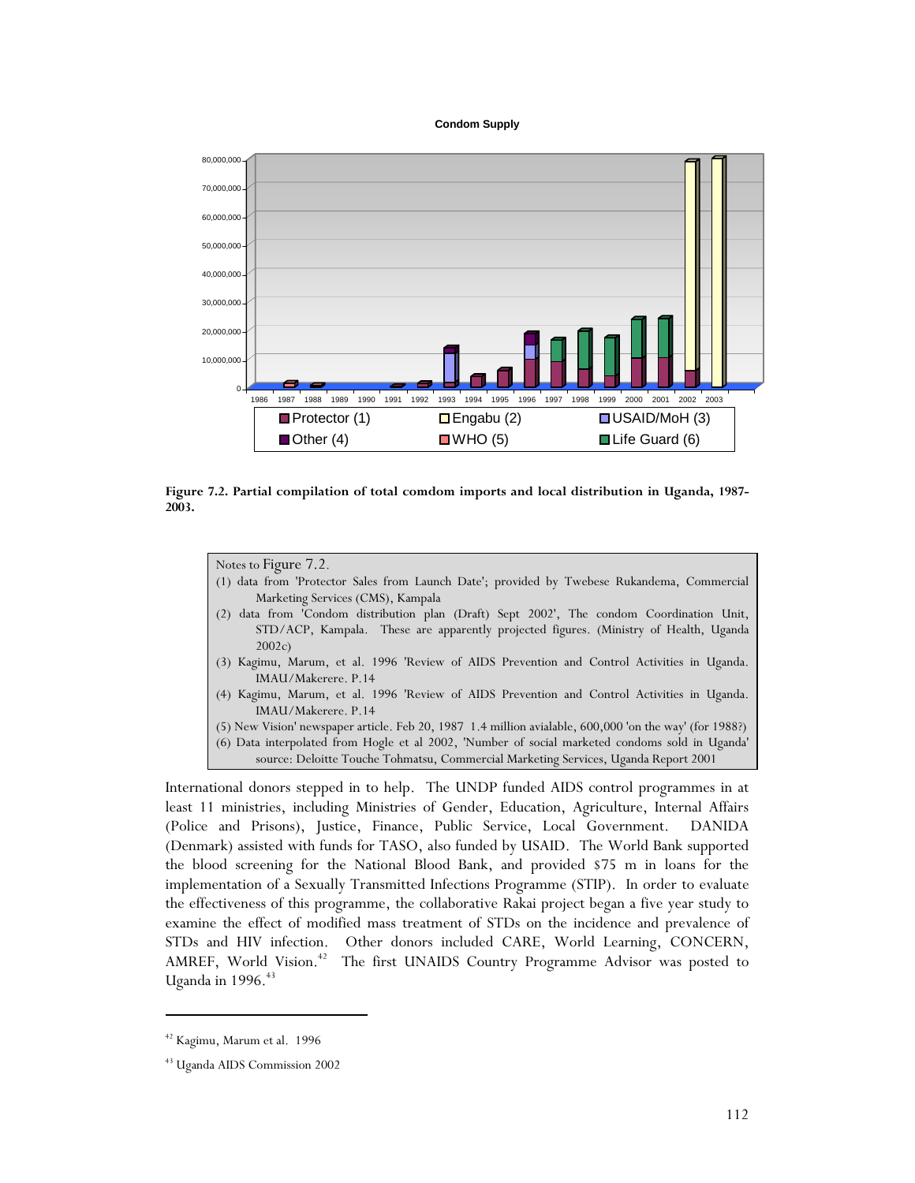**Figure 7.2. Partial compilation of total comdom imports and local distribution in Uganda, 1987-2003.**

> Notes to Figure 7.2.
> (1) data from 'Protector Sales from Launch Date'; provided by Twebese Rukandema, Commercial Marketing Services (CMS), Kampala
> (2) data from 'Condom distribution plan (Draft) Sept 2002', The condom Coordination Unit, STD/ACP, Kampala. These are apparently projected figures. (Ministry of Health, Uganda 2002c)
> (3) Kagimu, Marum, et al. 1996 'Review of AIDS Prevention and Control Activities in Uganda. IMAU/Makerere. P.14
> (4) Kagimu, Marum, et al. 1996 'Review of AIDS Prevention and Control Activities in Uganda. IMAU/Makerere. P.14
> (5) New Vision' newspaper article. Feb 20, 1987 1.4 million avialable, 600,000 'on the way' (for 1988?)
> (6) Data interpolated from Hogle et al 2002, 'Number of social marketed condoms sold in Uganda' source: Deloitte Touche Tohmatsu, Commercial Marketing Services, Uganda Report 2001

International donors stepped in to help. The UNDP funded AIDS control programmes in at least 11 ministries, including Ministries of Gender, Education, Agriculture, Internal Affairs (Police and Prisons), Justice, Finance, Public Service, Local Government. DANIDA (Denmark) assisted with funds for TASO, also funded by USAID. The World Bank supported the blood screening for the National Blood Bank, and provided $75 m in loans for the implementation of a Sexually Transmitted Infections Programme (STIP). In order to evaluate the effectiveness of this programme, the collaborative Rakai project began a five year study to examine the effect of modified mass treatment of STDs on the incidence and prevalence of STDs and HIV infection. Other donors included CARE, World Learning, CONCERN, AMREF, World Vision.[42] The first UNAIDS Country Programme Advisor was posted to Uganda in 1996.[43]

---

[42] Kagimu, Marum et al. 1996

[43] Uganda AIDS Commission 2002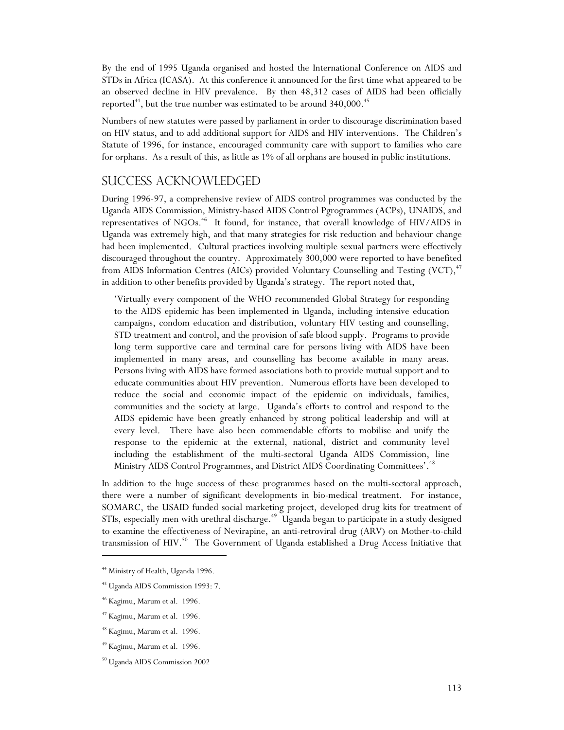By the end of 1995 Uganda organised and hosted the International Conference on AIDS and STDs in Africa (ICASA). At this conference it announced for the first time what appeared to be an observed decline in HIV prevalence. By then 48,312 cases of AIDS had been officially reported[44], but the true number was estimated to be around 340,000.[45]

Numbers of new statutes were passed by parliament in order to discourage discrimination based on HIV status, and to add additional support for AIDS and HIV interventions. The Children's Statute of 1996, for instance, encouraged community care with support to families who care for orphans. As a result of this, as little as 1% of all orphans are housed in public institutions.

## SUCCESS ACKNOWLEDGED

During 1996-97, a comprehensive review of AIDS control programmes was conducted by the Uganda AIDS Commission, Ministry-based AIDS Control Pgrogrammes (ACPs), UNAIDS, and representatives of NGOs.[46] It found, for instance, that overall knowledge of HIV/AIDS in Uganda was extremely high, and that many strategies for risk reduction and behaviour change had been implemented. Cultural practices involving multiple sexual partners were effectively discouraged throughout the country. Approximately 300,000 were reported to have benefited from AIDS Information Centres (AICs) provided Voluntary Counselling and Testing (VCT),[47] in addition to other benefits provided by Uganda's strategy. The report noted that,

> 'Virtually every component of the WHO recommended Global Strategy for responding to the AIDS epidemic has been implemented in Uganda, including intensive education campaigns, condom education and distribution, voluntary HIV testing and counselling, STD treatment and control, and the provision of safe blood supply. Programs to provide long term supportive care and terminal care for persons living with AIDS have been implemented in many areas, and counselling has become available in many areas. Persons living with AIDS have formed associations both to provide mutual support and to educate communities about HIV prevention. Numerous efforts have been developed to reduce the social and economic impact of the epidemic on individuals, families, communities and the society at large. Uganda's efforts to control and respond to the AIDS epidemic have been greatly enhanced by strong political leadership and will at every level. There have also been commendable efforts to mobilise and unify the response to the epidemic at the external, national, district and community level including the establishment of the multi-sectoral Uganda AIDS Commission, line Ministry AIDS Control Programmes, and District AIDS Coordinating Committees'.[48]

In addition to the huge success of these programmes based on the multi-sectoral approach, there were a number of significant developments in bio-medical treatment. For instance, SOMARC, the USAID funded social marketing project, developed drug kits for treatment of STIs, especially men with urethral discharge.[49] Uganda began to participate in a study designed to examine the effectiveness of Nevirapine, an anti-retroviral drug (ARV) on Mother-to-child transmission of HIV.[50] The Government of Uganda established a Drug Access Initiative that

---

[44] Ministry of Health, Uganda 1996.

[45] Uganda AIDS Commission 1993: 7.

[46] Kagimu, Marum et al. 1996.

[47] Kagimu, Marum et al. 1996.

[48] Kagimu, Marum et al. 1996.

[49] Kagimu, Marum et al. 1996.

[50] Uganda AIDS Commission 2002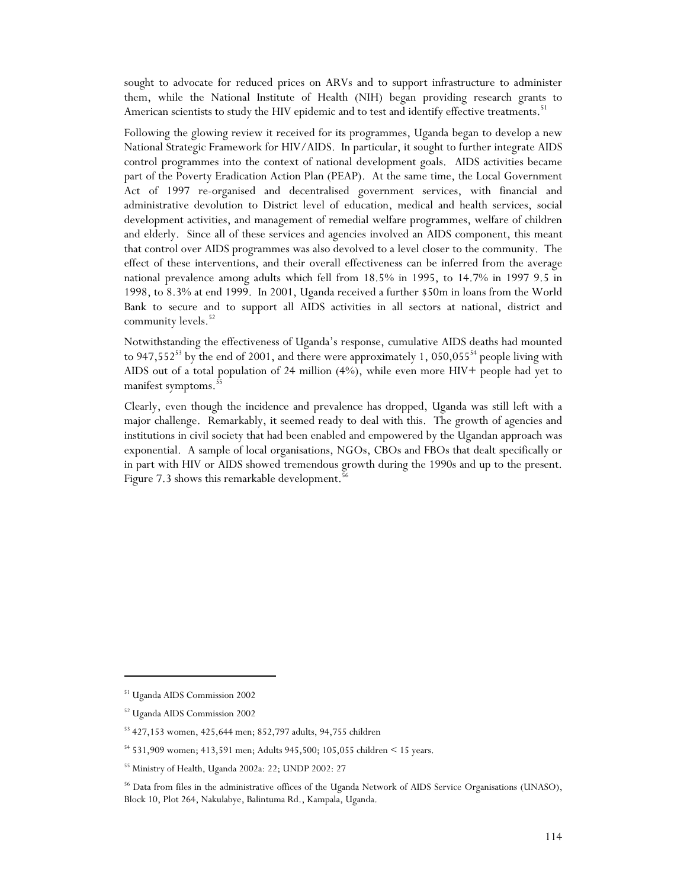sought to advocate for reduced prices on ARVs and to support infrastructure to administer them, while the National Institute of Health (NIH) began providing research grants to American scientists to study the HIV epidemic and to test and identify effective treatments.[51]

Following the glowing review it received for its programmes, Uganda began to develop a new National Strategic Framework for HIV/AIDS. In particular, it sought to further integrate AIDS control programmes into the context of national development goals. AIDS activities became part of the Poverty Eradication Action Plan (PEAP). At the same time, the Local Government Act of 1997 re-organised and decentralised government services, with financial and administrative devolution to District level of education, medical and health services, social development activities, and management of remedial welfare programmes, welfare of children and elderly. Since all of these services and agencies involved an AIDS component, this meant that control over AIDS programmes was also devolved to a level closer to the community. The effect of these interventions, and their overall effectiveness can be inferred from the average national prevalence among adults which fell from 18.5% in 1995, to 14.7% in 1997 9.5 in 1998, to 8.3% at end 1999. In 2001, Uganda received a further $50m in loans from the World Bank to secure and to support all AIDS activities in all sectors at national, district and community levels.[52]

Notwithstanding the effectiveness of Uganda's response, cumulative AIDS deaths had mounted to 947,552[53] by the end of 2001, and there were approximately 1, 050,055[54] people living with AIDS out of a total population of 24 million (4%), while even more HIV+ people had yet to manifest symptoms.[55]

Clearly, even though the incidence and prevalence has dropped, Uganda was still left with a major challenge. Remarkably, it seemed ready to deal with this. The growth of agencies and institutions in civil society that had been enabled and empowered by the Ugandan approach was exponential. A sample of local organisations, NGOs, CBOs and FBOs that dealt specifically or in part with HIV or AIDS showed tremendous growth during the 1990s and up to the present. Figure 7.3 shows this remarkable development.[56]

---

[51] Uganda AIDS Commission 2002

[52] Uganda AIDS Commission 2002

[53] 427,153 women, 425,644 men; 852,797 adults, 94,755 children

[54] 531,909 women; 413,591 men; Adults 945,500; 105,055 children < 15 years.

[55] Ministry of Health, Uganda 2002a: 22; UNDP 2002: 27

[56] Data from files in the administrative offices of the Uganda Network of AIDS Service Organisations (UNASO), Block 10, Plot 264, Nakulabye, Balintuma Rd., Kampala, Uganda.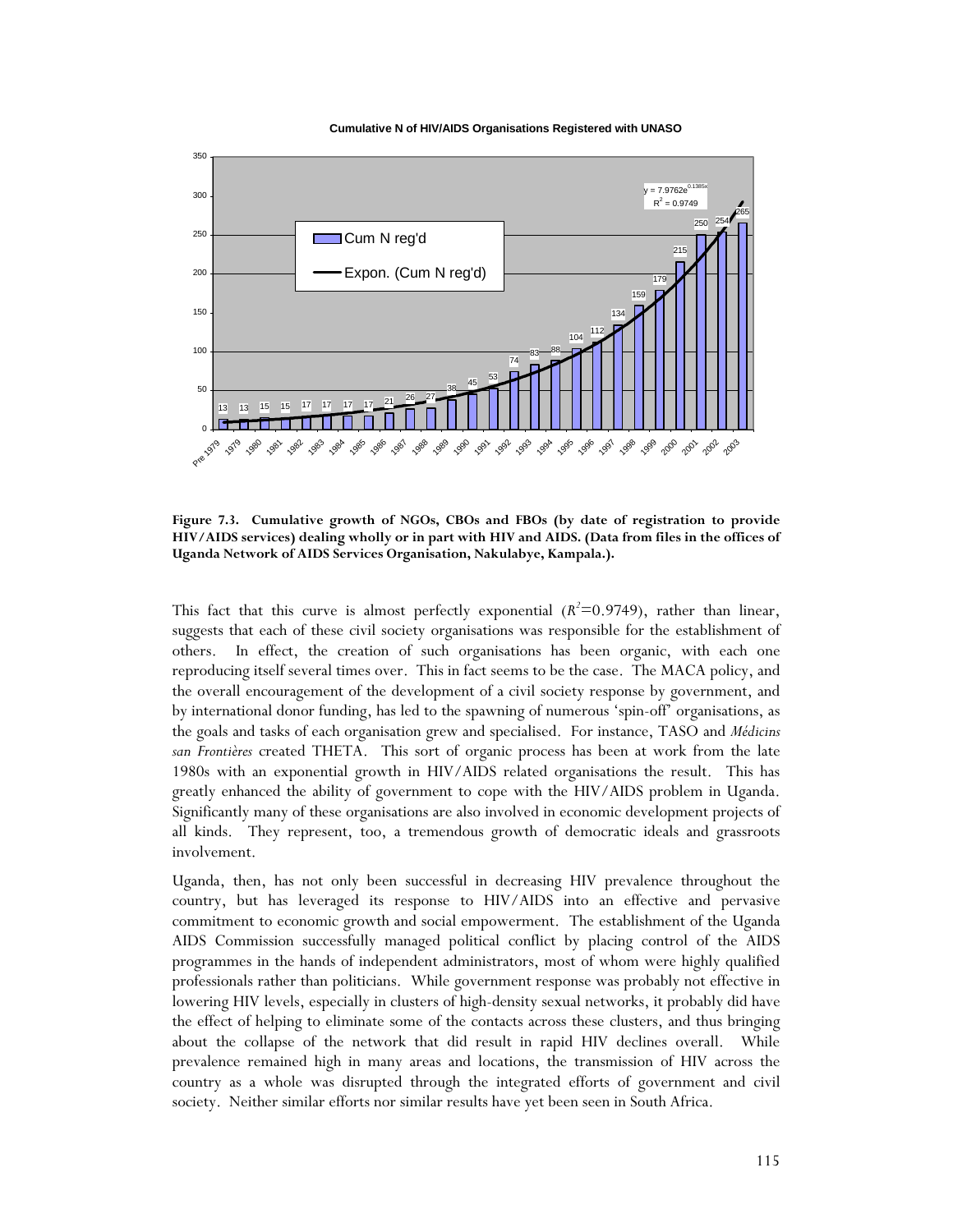Cumulative N of HIV/AIDS Organisations Registered with UNASO

350
300
250
200
150
100
50
0

y = 7.9762e^0.1385x
R² = 0.9749

Cum N reg'd
Expon. (Cum N reg'd)

13 13 15 15 17 17 17 17 21 26 27 38 45 53 74 83 88 104 112 134 159 179 215 250 254 265

Pre 1979 1979 1980 1981 1982 1983 1984 1985 1986 1987 1988 1989 1990 1991 1992 1993 1994 1995 1996 1997 1998 1999 2000 2001 2002 2003

**Figure 7.3. Cumulative growth of NGOs, CBOs and FBOs (by date of registration to provide HIV/AIDS services) dealing wholly or in part with HIV and AIDS. (Data from files in the offices of Uganda Network of AIDS Services Organisation, Nakulabye, Kampala.).**

This fact that this curve is almost perfectly exponential ($R^2$=0.9749), rather than linear, suggests that each of these civil society organisations was responsible for the establishment of others. In effect, the creation of such organisations has been organic, with each one reproducing itself several times over. This in fact seems to be the case. The MACA policy, and the overall encouragement of the development of a civil society response by government, and by international donor funding, has led to the spawning of numerous 'spin-off' organisations, as the goals and tasks of each organisation grew and specialised. For instance, TASO and *Médicins san Frontières* created THETA. This sort of organic process has been at work from the late 1980s with an exponential growth in HIV/AIDS related organisations the result. This has greatly enhanced the ability of government to cope with the HIV/AIDS problem in Uganda. Significantly many of these organisations are also involved in economic development projects of all kinds. They represent, too, a tremendous growth of democratic ideals and grassroots involvement.

Uganda, then, has not only been successful in decreasing HIV prevalence throughout the country, but has leveraged its response to HIV/AIDS into an effective and pervasive commitment to economic growth and social empowerment. The establishment of the Uganda AIDS Commission successfully managed political conflict by placing control of the AIDS programmes in the hands of independent administrators, most of whom were highly qualified professionals rather than politicians. While government response was probably not effective in lowering HIV levels, especially in clusters of high-density sexual networks, it probably did have the effect of helping to eliminate some of the contacts across these clusters, and thus bringing about the collapse of the network that did result in rapid HIV declines overall. While prevalence remained high in many areas and locations, the transmission of HIV across the country as a whole was disrupted through the integrated efforts of government and civil society. Neither similar efforts nor similar results have yet been seen in South Africa.